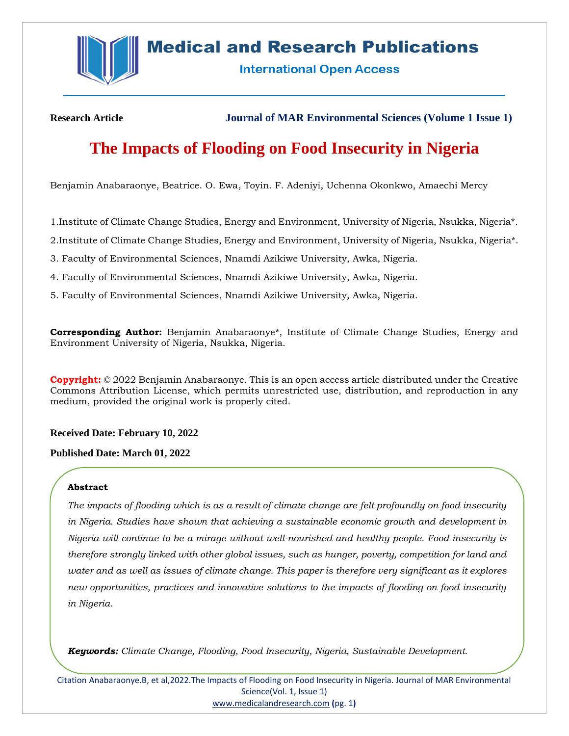**Research Article** **Journal of MAR Environmental Sciences (Volume 1 Issue 1)**

# The Impacts of Flooding on Food Insecurity in Nigeria

Benjamin Anabaraonye, Beatrice. O. Ewa, Toyin. F. Adeniyi, Uchenna Okonkwo, Amaechi Mercy

1.Institute of Climate Change Studies, Energy and Environment, University of Nigeria, Nsukka, Nigeria*.

2.Institute of Climate Change Studies, Energy and Environment, University of Nigeria, Nsukka, Nigeria*.

3. Faculty of Environmental Sciences, Nnamdi Azikiwe University, Awka, Nigeria.

4. Faculty of Environmental Sciences, Nnamdi Azikiwe University, Awka, Nigeria.

5. Faculty of Environmental Sciences, Nnamdi Azikiwe University, Awka, Nigeria.

**Corresponding Author:** Benjamin Anabaraonye*, Institute of Climate Change Studies, Energy and Environment University of Nigeria, Nsukka, Nigeria.

**Copyright:** © 2022 Benjamin Anabaraonye. This is an open access article distributed under the Creative Commons Attribution License, which permits unrestricted use, distribution, and reproduction in any medium, provided the original work is properly cited.

**Received Date: February 10, 2022**

**Published Date: March 01, 2022**

**Abstract**

*The impacts of flooding which is as a result of climate change are felt profoundly on food insecurity in Nigeria. Studies have shown that achieving a sustainable economic growth and development in Nigeria will continue to be a mirage without well-nourished and healthy people. Food insecurity is therefore strongly linked with other global issues, such as hunger, poverty, competition for land and water and as well as issues of climate change. This paper is therefore very significant as it explores new opportunities, practices and innovative solutions to the impacts of flooding on food insecurity in Nigeria.*

***Keywords:*** *Climate Change, Flooding, Food Insecurity, Nigeria, Sustainable Development.*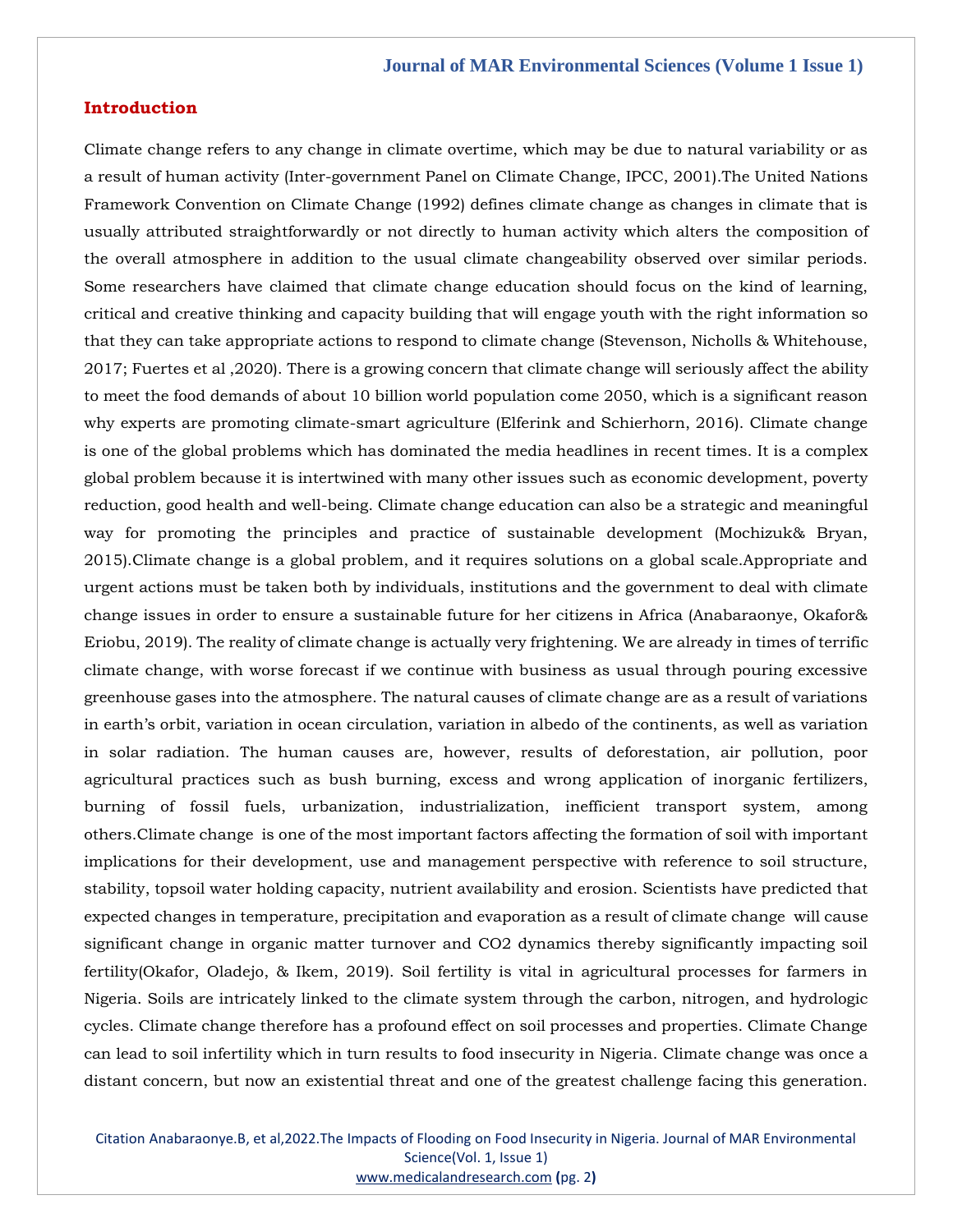## Introduction

Climate change refers to any change in climate overtime, which may be due to natural variability or as a result of human activity (Inter-government Panel on Climate Change, IPCC, 2001).The United Nations Framework Convention on Climate Change (1992) defines climate change as changes in climate that is usually attributed straightforwardly or not directly to human activity which alters the composition of the overall atmosphere in addition to the usual climate changeability observed over similar periods. Some researchers have claimed that climate change education should focus on the kind of learning, critical and creative thinking and capacity building that will engage youth with the right information so that they can take appropriate actions to respond to climate change (Stevenson, Nicholls & Whitehouse, 2017; Fuertes et al ,2020). There is a growing concern that climate change will seriously affect the ability to meet the food demands of about 10 billion world population come 2050, which is a significant reason why experts are promoting climate-smart agriculture (Elferink and Schierhorn, 2016). Climate change is one of the global problems which has dominated the media headlines in recent times. It is a complex global problem because it is intertwined with many other issues such as economic development, poverty reduction, good health and well-being. Climate change education can also be a strategic and meaningful way for promoting the principles and practice of sustainable development (Mochizuk& Bryan, 2015).Climate change is a global problem, and it requires solutions on a global scale.Appropriate and urgent actions must be taken both by individuals, institutions and the government to deal with climate change issues in order to ensure a sustainable future for her citizens in Africa (Anabaraonye, Okafor& Eriobu, 2019). The reality of climate change is actually very frightening. We are already in times of terrific climate change, with worse forecast if we continue with business as usual through pouring excessive greenhouse gases into the atmosphere. The natural causes of climate change are as a result of variations in earth's orbit, variation in ocean circulation, variation in albedo of the continents, as well as variation in solar radiation. The human causes are, however, results of deforestation, air pollution, poor agricultural practices such as bush burning, excess and wrong application of inorganic fertilizers, burning of fossil fuels, urbanization, industrialization, inefficient transport system, among others.Climate change is one of the most important factors affecting the formation of soil with important implications for their development, use and management perspective with reference to soil structure, stability, topsoil water holding capacity, nutrient availability and erosion. Scientists have predicted that expected changes in temperature, precipitation and evaporation as a result of climate change will cause significant change in organic matter turnover and $CO_2$ dynamics thereby significantly impacting soil fertility(Okafor, Oladejo, & Ikem, 2019). Soil fertility is vital in agricultural processes for farmers in Nigeria. Soils are intricately linked to the climate system through the carbon, nitrogen, and hydrologic cycles. Climate change therefore has a profound effect on soil processes and properties. Climate Change can lead to soil infertility which in turn results to food insecurity in Nigeria. Climate change was once a distant concern, but now an existential threat and one of the greatest challenge facing this generation.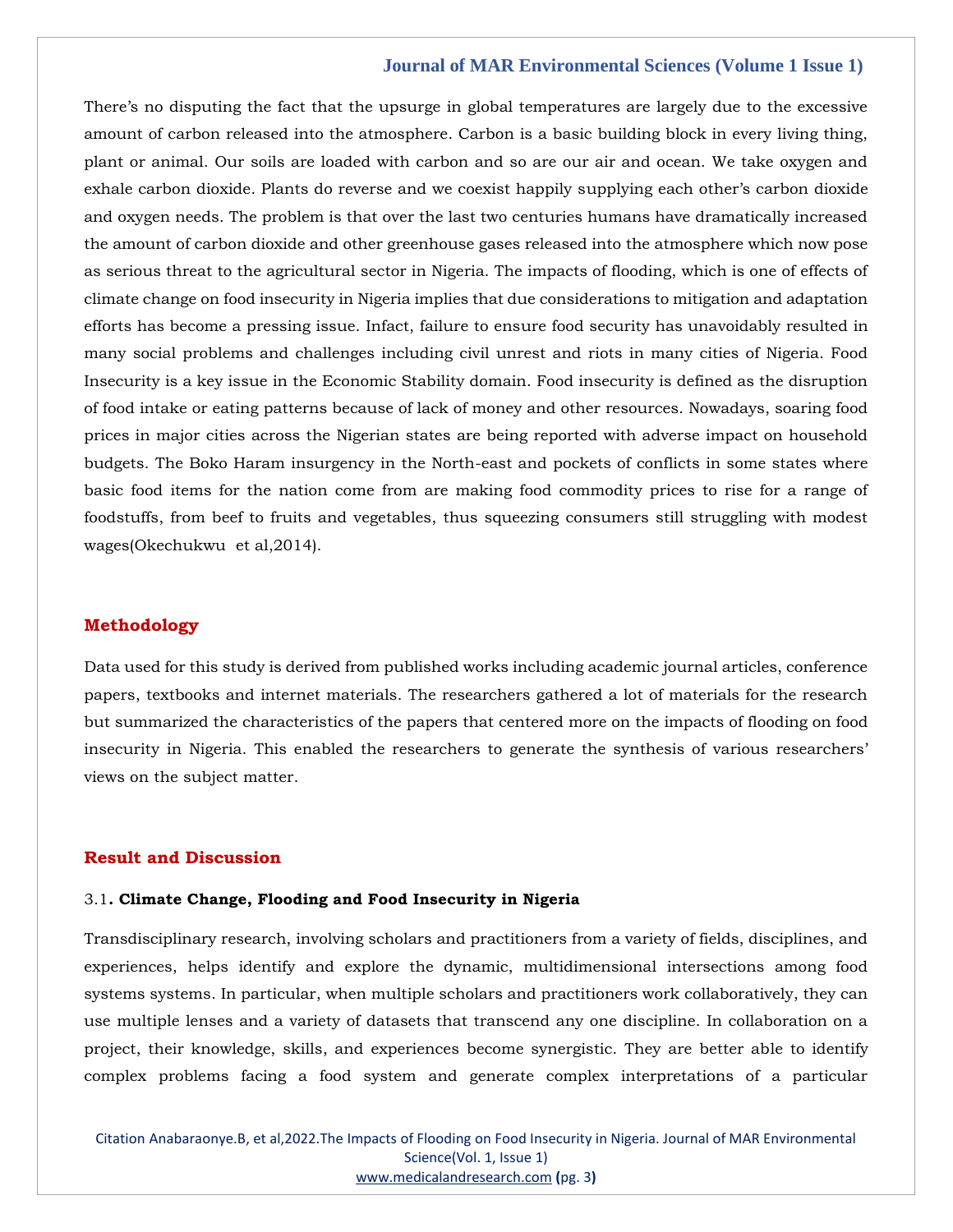There's no disputing the fact that the upsurge in global temperatures are largely due to the excessive amount of carbon released into the atmosphere. Carbon is a basic building block in every living thing, plant or animal. Our soils are loaded with carbon and so are our air and ocean. We take oxygen and exhale carbon dioxide. Plants do reverse and we coexist happily supplying each other's carbon dioxide and oxygen needs. The problem is that over the last two centuries humans have dramatically increased the amount of carbon dioxide and other greenhouse gases released into the atmosphere which now pose as serious threat to the agricultural sector in Nigeria. The impacts of flooding, which is one of effects of climate change on food insecurity in Nigeria implies that due considerations to mitigation and adaptation efforts has become a pressing issue. Infact, failure to ensure food security has unavoidably resulted in many social problems and challenges including civil unrest and riots in many cities of Nigeria. Food Insecurity is a key issue in the Economic Stability domain. Food insecurity is defined as the disruption of food intake or eating patterns because of lack of money and other resources. Nowadays, soaring food prices in major cities across the Nigerian states are being reported with adverse impact on household budgets. The Boko Haram insurgency in the North-east and pockets of conflicts in some states where basic food items for the nation come from are making food commodity prices to rise for a range of foodstuffs, from beef to fruits and vegetables, thus squeezing consumers still struggling with modest wages(Okechukwu et al,2014).

## Methodology

Data used for this study is derived from published works including academic journal articles, conference papers, textbooks and internet materials. The researchers gathered a lot of materials for the research but summarized the characteristics of the papers that centered more on the impacts of flooding on food insecurity in Nigeria. This enabled the researchers to generate the synthesis of various researchers' views on the subject matter.

## Result and Discussion

### 3.1. **Climate Change, Flooding and Food Insecurity in Nigeria**

Transdisciplinary research, involving scholars and practitioners from a variety of fields, disciplines, and experiences, helps identify and explore the dynamic, multidimensional intersections among food systems systems. In particular, when multiple scholars and practitioners work collaboratively, they can use multiple lenses and a variety of datasets that transcend any one discipline. In collaboration on a project, their knowledge, skills, and experiences become synergistic. They are better able to identify complex problems facing a food system and generate complex interpretations of a particular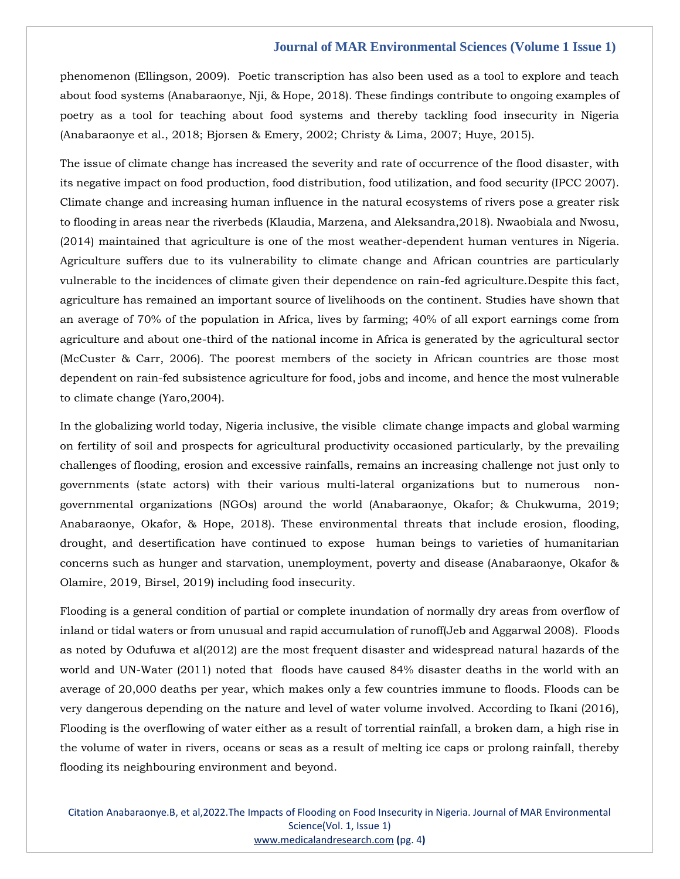phenomenon (Ellingson, 2009). Poetic transcription has also been used as a tool to explore and teach about food systems (Anabaraonye, Nji, & Hope, 2018). These findings contribute to ongoing examples of poetry as a tool for teaching about food systems and thereby tackling food insecurity in Nigeria (Anabaraonye et al., 2018; Bjorsen & Emery, 2002; Christy & Lima, 2007; Huye, 2015).

The issue of climate change has increased the severity and rate of occurrence of the flood disaster, with its negative impact on food production, food distribution, food utilization, and food security (IPCC 2007). Climate change and increasing human influence in the natural ecosystems of rivers pose a greater risk to flooding in areas near the riverbeds (Klaudia, Marzena, and Aleksandra,2018). Nwaobiala and Nwosu, (2014) maintained that agriculture is one of the most weather-dependent human ventures in Nigeria. Agriculture suffers due to its vulnerability to climate change and African countries are particularly vulnerable to the incidences of climate given their dependence on rain-fed agriculture.Despite this fact, agriculture has remained an important source of livelihoods on the continent. Studies have shown that an average of 70% of the population in Africa, lives by farming; 40% of all export earnings come from agriculture and about one-third of the national income in Africa is generated by the agricultural sector (McCuster & Carr, 2006). The poorest members of the society in African countries are those most dependent on rain-fed subsistence agriculture for food, jobs and income, and hence the most vulnerable to climate change (Yaro,2004).

In the globalizing world today, Nigeria inclusive, the visible climate change impacts and global warming on fertility of soil and prospects for agricultural productivity occasioned particularly, by the prevailing challenges of flooding, erosion and excessive rainfalls, remains an increasing challenge not just only to governments (state actors) with their various multi-lateral organizations but to numerous non-governmental organizations (NGOs) around the world (Anabaraonye, Okafor; & Chukwuma, 2019; Anabaraonye, Okafor, & Hope, 2018). These environmental threats that include erosion, flooding, drought, and desertification have continued to expose human beings to varieties of humanitarian concerns such as hunger and starvation, unemployment, poverty and disease (Anabaraonye, Okafor & Olamire, 2019, Birsel, 2019) including food insecurity.

Flooding is a general condition of partial or complete inundation of normally dry areas from overflow of inland or tidal waters or from unusual and rapid accumulation of runoff(Jeb and Aggarwal 2008). Floods as noted by Odufuwa et al(2012) are the most frequent disaster and widespread natural hazards of the world and UN-Water (2011) noted that floods have caused 84% disaster deaths in the world with an average of 20,000 deaths per year, which makes only a few countries immune to floods. Floods can be very dangerous depending on the nature and level of water volume involved. According to Ikani (2016), Flooding is the overflowing of water either as a result of torrential rainfall, a broken dam, a high rise in the volume of water in rivers, oceans or seas as a result of melting ice caps or prolong rainfall, thereby flooding its neighbouring environment and beyond.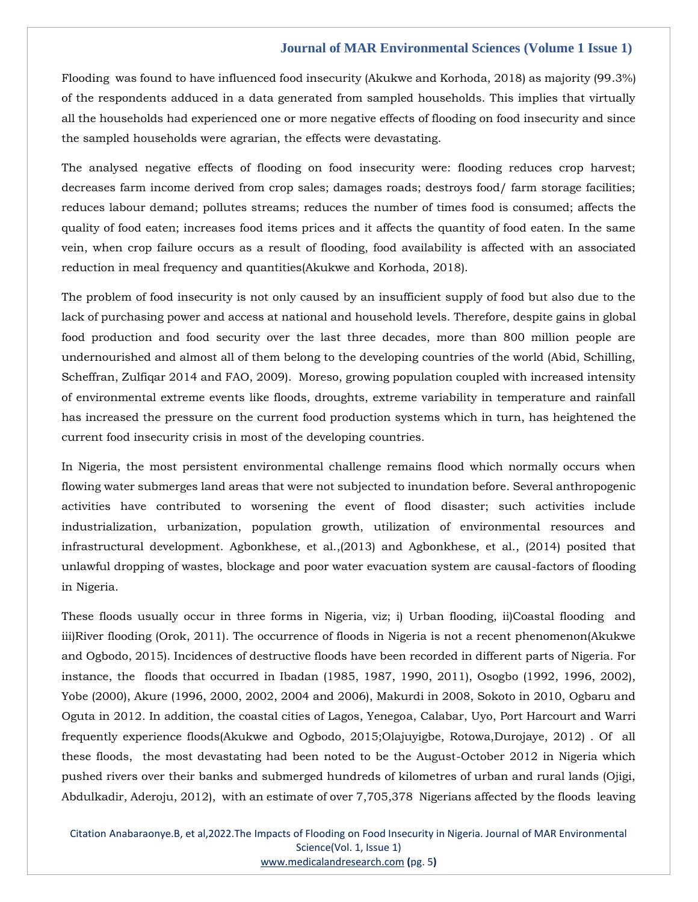Flooding was found to have influenced food insecurity (Akukwe and Korhoda, 2018) as majority (99.3%) of the respondents adduced in a data generated from sampled households. This implies that virtually all the households had experienced one or more negative effects of flooding on food insecurity and since the sampled households were agrarian, the effects were devastating.

The analysed negative effects of flooding on food insecurity were: flooding reduces crop harvest; decreases farm income derived from crop sales; damages roads; destroys food/ farm storage facilities; reduces labour demand; pollutes streams; reduces the number of times food is consumed; affects the quality of food eaten; increases food items prices and it affects the quantity of food eaten. In the same vein, when crop failure occurs as a result of flooding, food availability is affected with an associated reduction in meal frequency and quantities(Akukwe and Korhoda, 2018).

The problem of food insecurity is not only caused by an insufficient supply of food but also due to the lack of purchasing power and access at national and household levels. Therefore, despite gains in global food production and food security over the last three decades, more than 800 million people are undernourished and almost all of them belong to the developing countries of the world (Abid, Schilling, Scheffran, Zulfiqar 2014 and FAO, 2009). Moreso, growing population coupled with increased intensity of environmental extreme events like floods, droughts, extreme variability in temperature and rainfall has increased the pressure on the current food production systems which in turn, has heightened the current food insecurity crisis in most of the developing countries.

In Nigeria, the most persistent environmental challenge remains flood which normally occurs when flowing water submerges land areas that were not subjected to inundation before. Several anthropogenic activities have contributed to worsening the event of flood disaster; such activities include industrialization, urbanization, population growth, utilization of environmental resources and infrastructural development. Agbonkhese, et al.,(2013) and Agbonkhese, et al., (2014) posited that unlawful dropping of wastes, blockage and poor water evacuation system are causal-factors of flooding in Nigeria.

These floods usually occur in three forms in Nigeria, viz; i) Urban flooding, ii)Coastal flooding and iii)River flooding (Orok, 2011). The occurrence of floods in Nigeria is not a recent phenomenon(Akukwe and Ogbodo, 2015). Incidences of destructive floods have been recorded in different parts of Nigeria. For instance, the floods that occurred in Ibadan (1985, 1987, 1990, 2011), Osogbo (1992, 1996, 2002), Yobe (2000), Akure (1996, 2000, 2002, 2004 and 2006), Makurdi in 2008, Sokoto in 2010, Ogbaru and Oguta in 2012. In addition, the coastal cities of Lagos, Yenegoa, Calabar, Uyo, Port Harcourt and Warri frequently experience floods(Akukwe and Ogbodo, 2015;Olajuyigbe, Rotowa,Durojaye, 2012) . Of all these floods, the most devastating had been noted to be the August-October 2012 in Nigeria which pushed rivers over their banks and submerged hundreds of kilometres of urban and rural lands (Ojigi, Abdulkadir, Aderoju, 2012), with an estimate of over 7,705,378 Nigerians affected by the floods leaving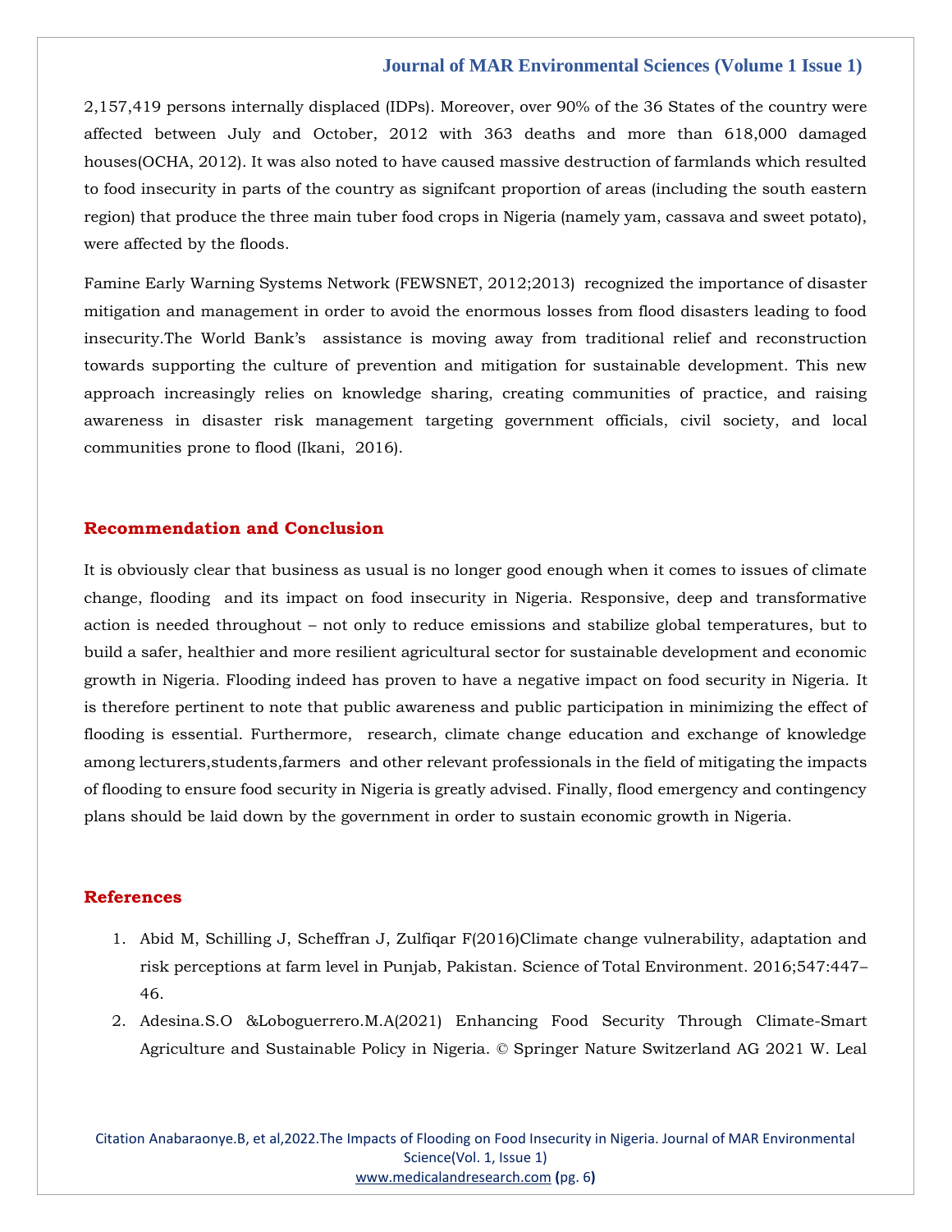2,157,419 persons internally displaced (IDPs). Moreover, over 90% of the 36 States of the country were affected between July and October, 2012 with 363 deaths and more than 618,000 damaged houses(OCHA, 2012). It was also noted to have caused massive destruction of farmlands which resulted to food insecurity in parts of the country as signifcant proportion of areas (including the south eastern region) that produce the three main tuber food crops in Nigeria (namely yam, cassava and sweet potato), were affected by the floods.

Famine Early Warning Systems Network (FEWSNET, 2012;2013) recognized the importance of disaster mitigation and management in order to avoid the enormous losses from flood disasters leading to food insecurity.The World Bank's assistance is moving away from traditional relief and reconstruction towards supporting the culture of prevention and mitigation for sustainable development. This new approach increasingly relies on knowledge sharing, creating communities of practice, and raising awareness in disaster risk management targeting government officials, civil society, and local communities prone to flood (Ikani, 2016).

## Recommendation and Conclusion

It is obviously clear that business as usual is no longer good enough when it comes to issues of climate change, flooding and its impact on food insecurity in Nigeria. Responsive, deep and transformative action is needed throughout – not only to reduce emissions and stabilize global temperatures, but to build a safer, healthier and more resilient agricultural sector for sustainable development and economic growth in Nigeria. Flooding indeed has proven to have a negative impact on food security in Nigeria. It is therefore pertinent to note that public awareness and public participation in minimizing the effect of flooding is essential. Furthermore, research, climate change education and exchange of knowledge among lecturers,students,farmers and other relevant professionals in the field of mitigating the impacts of flooding to ensure food security in Nigeria is greatly advised. Finally, flood emergency and contingency plans should be laid down by the government in order to sustain economic growth in Nigeria.

## References

1. Abid M, Schilling J, Scheffran J, Zulfiqar F(2016)Climate change vulnerability, adaptation and risk perceptions at farm level in Punjab, Pakistan. Science of Total Environment. 2016;547:447–46.
2. Adesina.S.O &Loboguerrero.M.A(2021) Enhancing Food Security Through Climate-Smart Agriculture and Sustainable Policy in Nigeria. © Springer Nature Switzerland AG 2021 W. Leal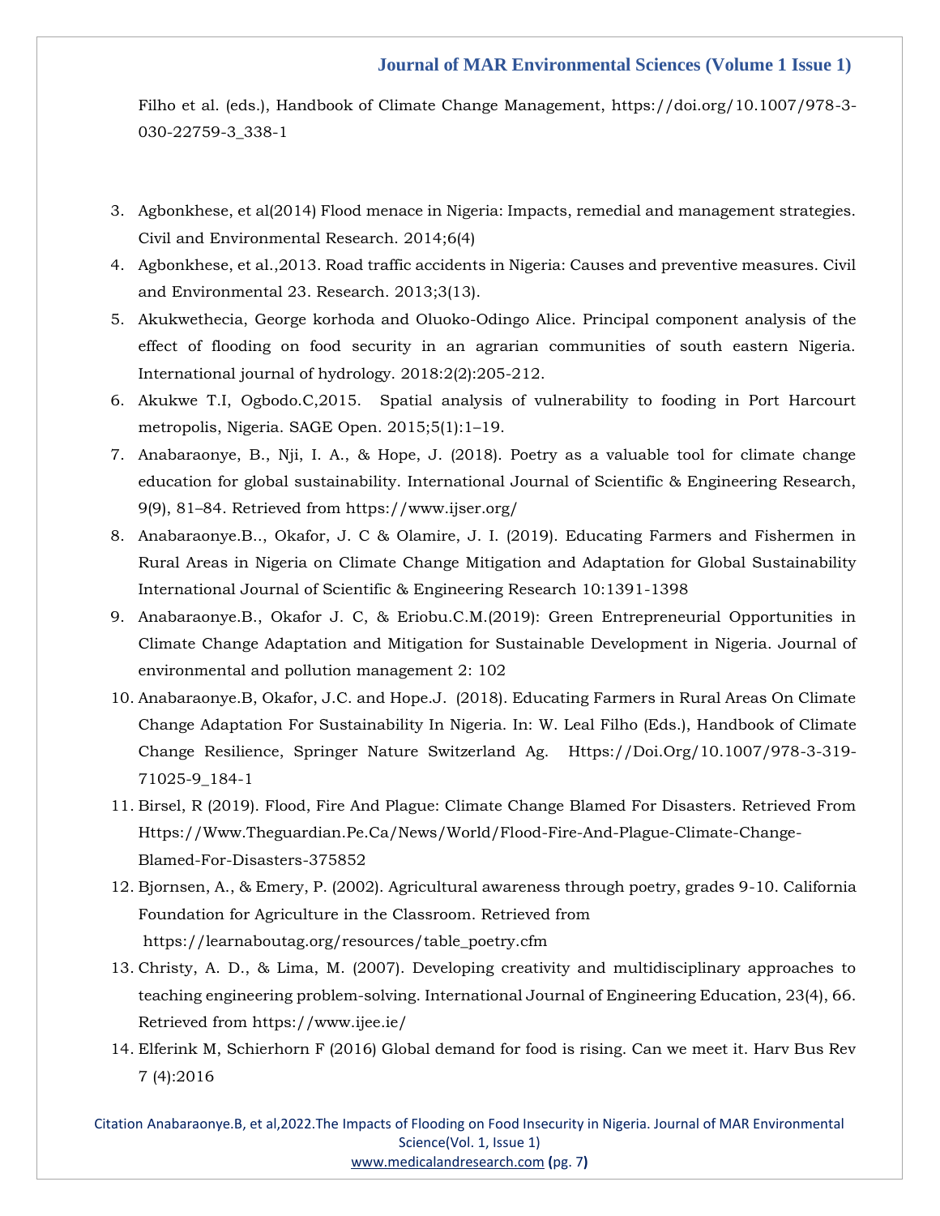Filho et al. (eds.), Handbook of Climate Change Management, https://doi.org/10.1007/978-3-030-22759-3_338-1

3. Agbonkhese, et al(2014) Flood menace in Nigeria: Impacts, remedial and management strategies. Civil and Environmental Research. 2014;6(4)
4. Agbonkhese, et al.,2013. Road traffic accidents in Nigeria: Causes and preventive measures. Civil and Environmental 23. Research. 2013;3(13).
5. Akukwethecia, George korhoda and Oluoko-Odingo Alice. Principal component analysis of the effect of flooding on food security in an agrarian communities of south eastern Nigeria. International journal of hydrology. 2018:2(2):205-212.
6. Akukwe T.I, Ogbodo.C,2015. Spatial analysis of vulnerability to fooding in Port Harcourt metropolis, Nigeria. SAGE Open. 2015;5(1):1–19.
7. Anabaraonye, B., Nji, I. A., & Hope, J. (2018). Poetry as a valuable tool for climate change education for global sustainability. International Journal of Scientific & Engineering Research, 9(9), 81–84. Retrieved from https://www.ijser.org/
8. Anabaraonye.B.., Okafor, J. C & Olamire, J. I. (2019). Educating Farmers and Fishermen in Rural Areas in Nigeria on Climate Change Mitigation and Adaptation for Global Sustainability International Journal of Scientific & Engineering Research 10:1391-1398
9. Anabaraonye.B., Okafor J. C, & Eriobu.C.M.(2019): Green Entrepreneurial Opportunities in Climate Change Adaptation and Mitigation for Sustainable Development in Nigeria. Journal of environmental and pollution management 2: 102
10. Anabaraonye.B, Okafor, J.C. and Hope.J. (2018). Educating Farmers in Rural Areas On Climate Change Adaptation For Sustainability In Nigeria. In: W. Leal Filho (Eds.), Handbook of Climate Change Resilience, Springer Nature Switzerland Ag. Https://Doi.Org/10.1007/978-3-319-71025-9_184-1
11. Birsel, R (2019). Flood, Fire And Plague: Climate Change Blamed For Disasters. Retrieved From Https://Www.Theguardian.Pe.Ca/News/World/Flood-Fire-And-Plague-Climate-Change-Blamed-For-Disasters-375852
12. Bjornsen, A., & Emery, P. (2002). Agricultural awareness through poetry, grades 9-10. California Foundation for Agriculture in the Classroom. Retrieved from https://learnaboutag.org/resources/table_poetry.cfm
13. Christy, A. D., & Lima, M. (2007). Developing creativity and multidisciplinary approaches to teaching engineering problem-solving. International Journal of Engineering Education, 23(4), 66. Retrieved from https://www.ijee.ie/
14. Elferink M, Schierhorn F (2016) Global demand for food is rising. Can we meet it. Harv Bus Rev 7 (4):2016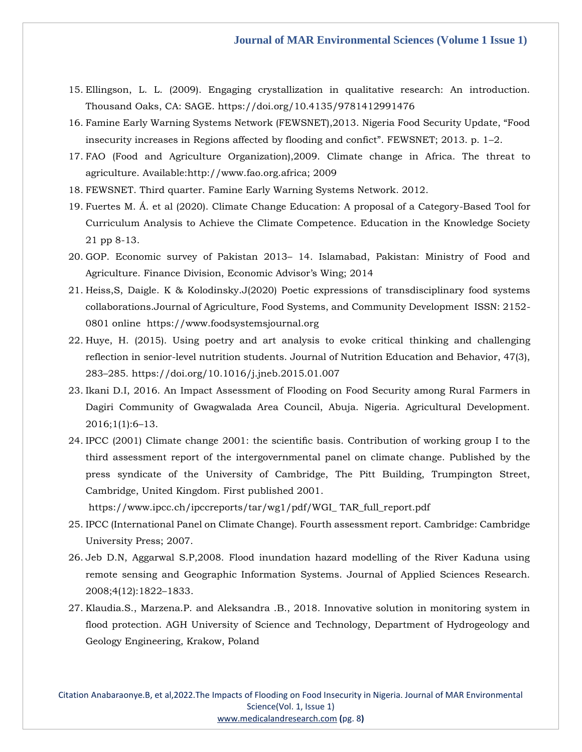15. Ellingson, L. L. (2009). Engaging crystallization in qualitative research: An introduction. Thousand Oaks, CA: SAGE. https://doi.org/10.4135/9781412991476
16. Famine Early Warning Systems Network (FEWSNET),2013. Nigeria Food Security Update, "Food insecurity increases in Regions affected by flooding and confict". FEWSNET; 2013. p. 1–2.
17. FAO (Food and Agriculture Organization),2009. Climate change in Africa. The threat to agriculture. Available:http://www.fao.org.africa; 2009
18. FEWSNET. Third quarter. Famine Early Warning Systems Network. 2012.
19. Fuertes M. Á. et al (2020). Climate Change Education: A proposal of a Category-Based Tool for Curriculum Analysis to Achieve the Climate Competence. Education in the Knowledge Society 21 pp 8-13.
20. GOP. Economic survey of Pakistan 2013– 14. Islamabad, Pakistan: Ministry of Food and Agriculture. Finance Division, Economic Advisor's Wing; 2014
21. Heiss,S, Daigle. K & Kolodinsky.J(2020) Poetic expressions of transdisciplinary food systems collaborations.Journal of Agriculture, Food Systems, and Community Development ISSN: 2152-0801 online https://www.foodsystemsjournal.org
22. Huye, H. (2015). Using poetry and art analysis to evoke critical thinking and challenging reflection in senior-level nutrition students. Journal of Nutrition Education and Behavior, 47(3), 283–285. https://doi.org/10.1016/j.jneb.2015.01.007
23. Ikani D.I, 2016. An Impact Assessment of Flooding on Food Security among Rural Farmers in Dagiri Community of Gwagwalada Area Council, Abuja. Nigeria. Agricultural Development. 2016;1(1):6–13.
24. IPCC (2001) Climate change 2001: the scientific basis. Contribution of working group I to the third assessment report of the intergovernmental panel on climate change. Published by the press syndicate of the University of Cambridge, The Pitt Building, Trumpington Street, Cambridge, United Kingdom. First published 2001.
    https://www.ipcc.ch/ipccreports/tar/wg1/pdf/WGI_ TAR_full_report.pdf
25. IPCC (International Panel on Climate Change). Fourth assessment report. Cambridge: Cambridge University Press; 2007.
26. Jeb D.N, Aggarwal S.P,2008. Flood inundation hazard modelling of the River Kaduna using remote sensing and Geographic Information Systems. Journal of Applied Sciences Research. 2008;4(12):1822–1833.
27. Klaudia.S., Marzena.P. and Aleksandra .B., 2018. Innovative solution in monitoring system in flood protection. AGH University of Science and Technology, Department of Hydrogeology and Geology Engineering, Krakow, Poland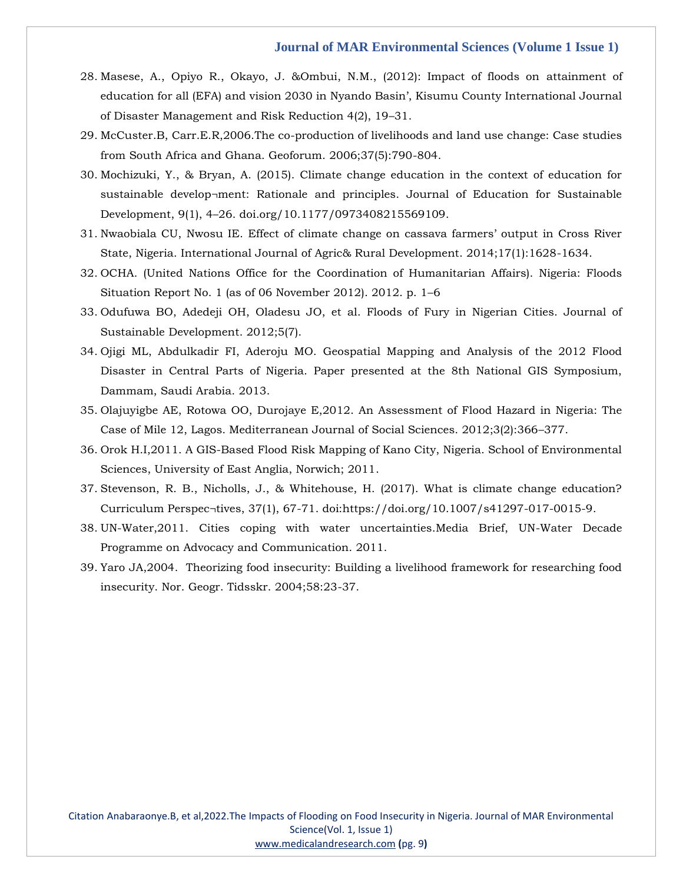28. Masese, A., Opiyo R., Okayo, J. &Ombui, N.M., (2012): Impact of floods on attainment of education for all (EFA) and vision 2030 in Nyando Basin', Kisumu County International Journal of Disaster Management and Risk Reduction 4(2), 19–31.
29. McCuster.B, Carr.E.R,2006.The co-production of livelihoods and land use change: Case studies from South Africa and Ghana. Geoforum. 2006;37(5):790-804.
30. Mochizuki, Y., & Bryan, A. (2015). Climate change education in the context of education for sustainable develop¬ment: Rationale and principles. Journal of Education for Sustainable Development, 9(1), 4–26. doi.org/10.1177/0973408215569109.
31. Nwaobiala CU, Nwosu IE. Effect of climate change on cassava farmers' output in Cross River State, Nigeria. International Journal of Agric& Rural Development. 2014;17(1):1628-1634.
32. OCHA. (United Nations Office for the Coordination of Humanitarian Affairs). Nigeria: Floods Situation Report No. 1 (as of 06 November 2012). 2012. p. 1–6
33. Odufuwa BO, Adedeji OH, Oladesu JO, et al. Floods of Fury in Nigerian Cities. Journal of Sustainable Development. 2012;5(7).
34. Ojigi ML, Abdulkadir FI, Aderoju MO. Geospatial Mapping and Analysis of the 2012 Flood Disaster in Central Parts of Nigeria. Paper presented at the 8th National GIS Symposium, Dammam, Saudi Arabia. 2013.
35. Olajuyigbe AE, Rotowa OO, Durojaye E,2012. An Assessment of Flood Hazard in Nigeria: The Case of Mile 12, Lagos. Mediterranean Journal of Social Sciences. 2012;3(2):366–377.
36. Orok H.I,2011. A GIS-Based Flood Risk Mapping of Kano City, Nigeria. School of Environmental Sciences, University of East Anglia, Norwich; 2011.
37. Stevenson, R. B., Nicholls, J., & Whitehouse, H. (2017). What is climate change education? Curriculum Perspec¬tives, 37(1), 67-71. doi:https://doi.org/10.1007/s41297-017-0015-9.
38. UN-Water,2011. Cities coping with water uncertainties.Media Brief, UN-Water Decade Programme on Advocacy and Communication. 2011.
39. Yaro JA,2004. Theorizing food insecurity: Building a livelihood framework for researching food insecurity. Nor. Geogr. Tidsskr. 2004;58:23-37.